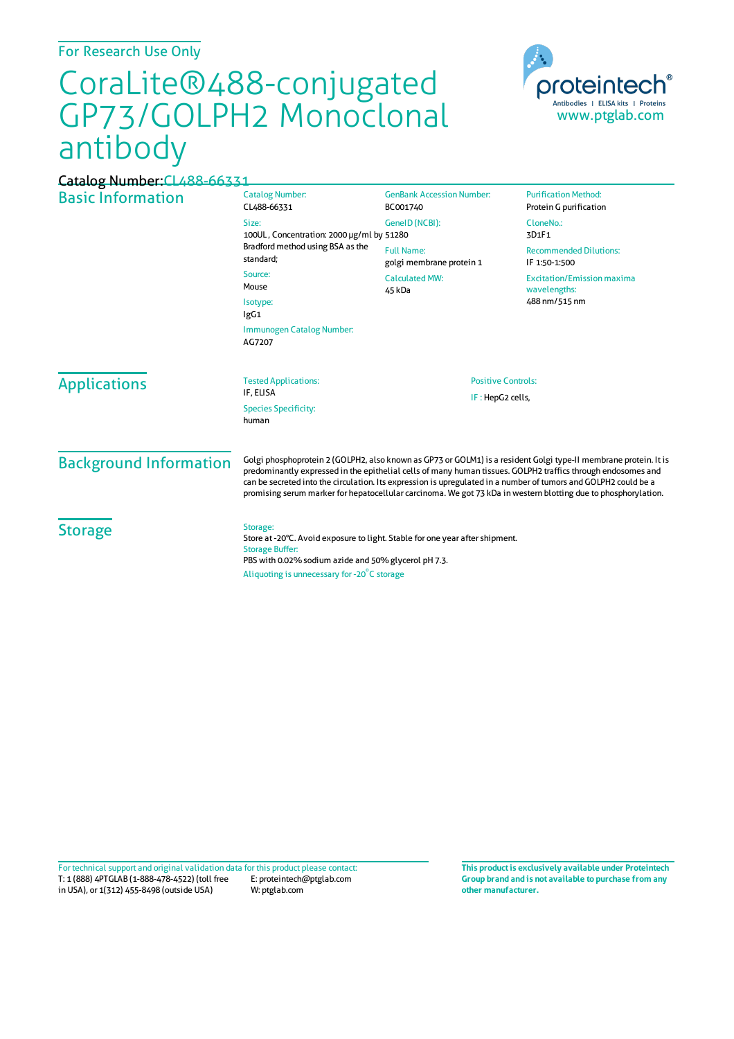For Research Use Only

# CoraLite®488-conjugated GP73/GOLPH2 Monoclonal antibody

Catalog Number: CL488-66331

## Basic Information

Catalog Number:
CL488-66331

Size:
100UL, Concentration: 2000 μg/ml by Bradford method using BSA as the standard;

Source:
Mouse

Isotype:
IgG1

Immunogen Catalog Number:
AG7207

GenBank Accession Number:
BC001740

GeneID (NCBI):
51280

Full Name:
golgi membrane protein 1

Calculated MW:
45 kDa

Purification Method:
Protein G purification

CloneNo.:
3D1F1

Recommended Dilutions:
IF 1:50-1:500

Excitation/Emission maxima wavelengths:
488 nm/515 nm

## Applications

Tested Applications:
IF, ELISA

Species Specificity:
human

Positive Controls:
IF : HepG2 cells,

## Background Information

Golgi phosphoprotein 2 (GOLPH2, also known as GP73 or GOLM1) is a resident Golgi type-II membrane protein. It is predominantly expressed in the epithelial cells of many human tissues. GOLPH2 traffics through endosomes and can be secreted into the circulation. Its expression is upregulated in a number of tumors and GOLPH2 could be a promising serum marker for hepatocellular carcinoma. We got 73 kDa in western blotting due to phosphorylation.

## Storage

Storage:
Store at -20°C. Avoid exposure to light. Stable for one year after shipment.

Storage Buffer:
PBS with 0.02% sodium azide and 50% glycerol pH 7.3.

Aliquoting is unnecessary for -20°C storage

For technical support and original validation data for this product please contact:
T: 1 (888) 4PTGLAB (1-888-478-4522) (toll free in USA), or 1(312) 455-8498 (outside USA)
E: proteintech@ptglab.com
W: ptglab.com

**This product is exclusively available under Proteintech Group brand and is not available to purchase from any other manufacturer.**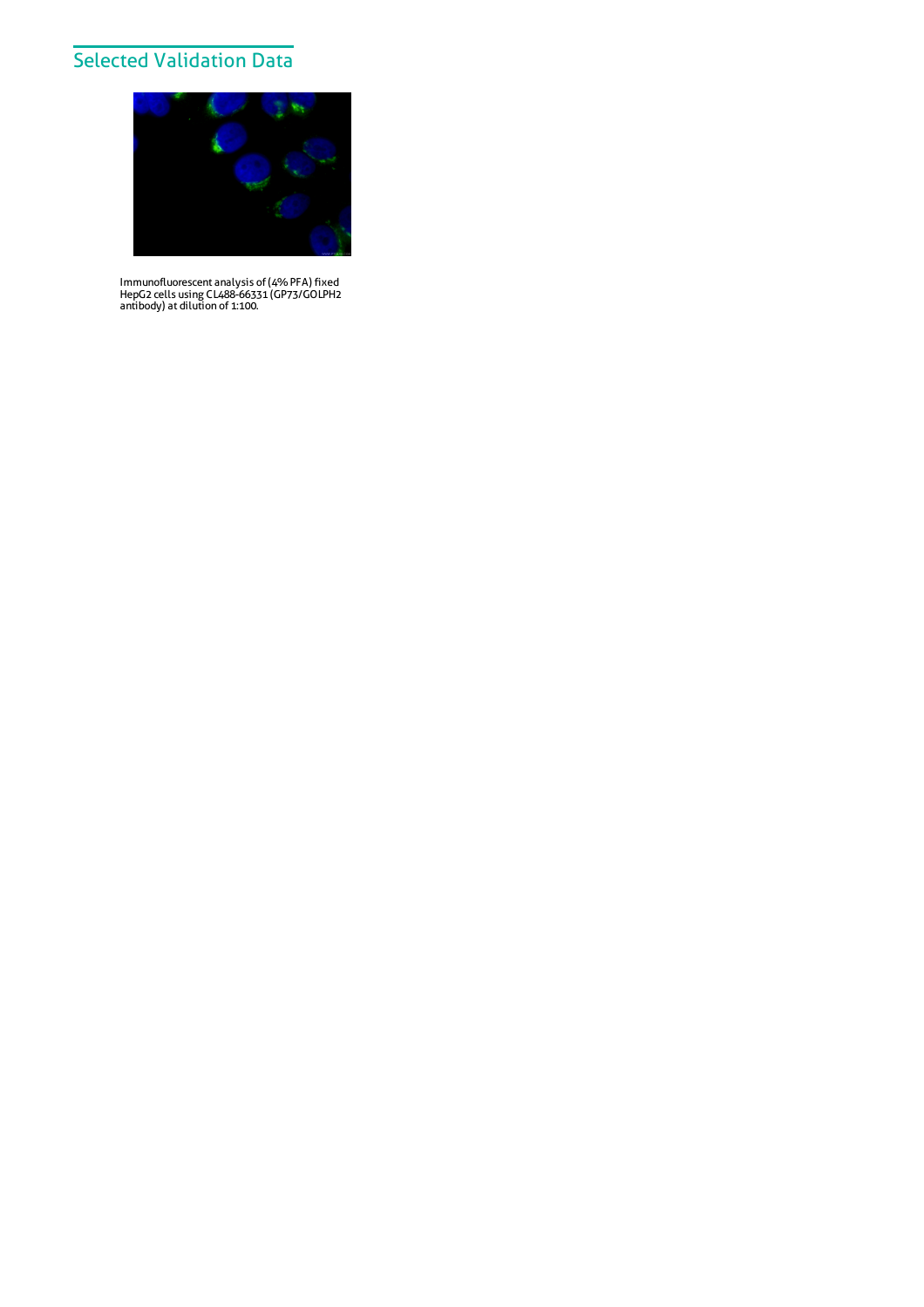## Selected Validation Data

Immunofluorescent analysis of (4% PFA) fixed HepG2 cells using CL488-66331 (GP73/GOLPH2 antibody) at dilution of 1:100.